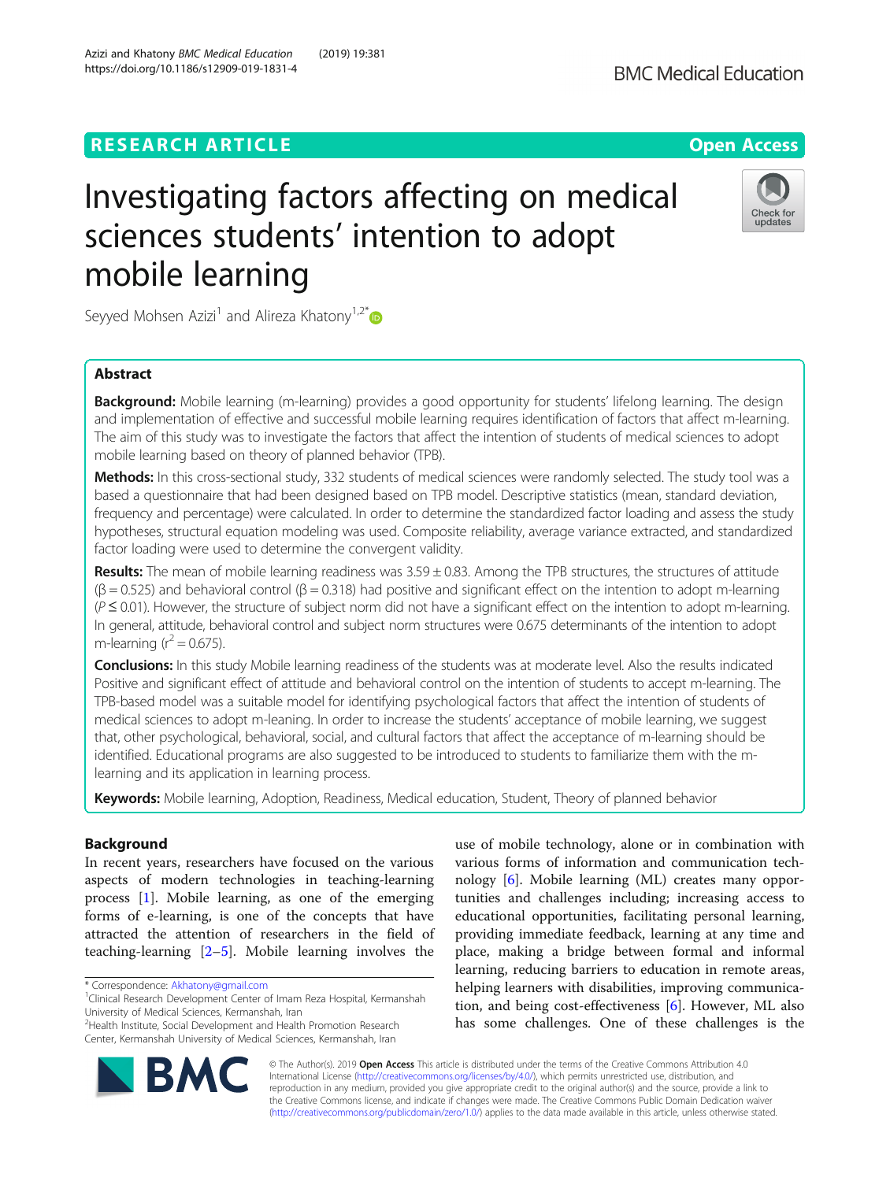RESEARCH ARTICLE

Open Access

# Investigating factors affecting on medical sciences students' intention to adopt mobile learning

Seyyed Mohsen Azizi[1] and Alireza Khatony[1,2*]

## Abstract

**Background:** Mobile learning (m-learning) provides a good opportunity for students' lifelong learning. The design and implementation of effective and successful mobile learning requires identification of factors that affect m-learning. The aim of this study was to investigate the factors that affect the intention of students of medical sciences to adopt mobile learning based on theory of planned behavior (TPB).

**Methods:** In this cross-sectional study, 332 students of medical sciences were randomly selected. The study tool was a based a questionnaire that had been designed based on TPB model. Descriptive statistics (mean, standard deviation, frequency and percentage) were calculated. In order to determine the standardized factor loading and assess the study hypotheses, structural equation modeling was used. Composite reliability, average variance extracted, and standardized factor loading were used to determine the convergent validity.

**Results:** The mean of mobile learning readiness was $3.59 \pm 0.83$. Among the TPB structures, the structures of attitude ($\beta = 0.525$) and behavioral control ($\beta = 0.318$) had positive and significant effect on the intention to adopt m-learning ($P \leq 0.01$). However, the structure of subject norm did not have a significant effect on the intention to adopt m-learning. In general, attitude, behavioral control and subject norm structures were 0.675 determinants of the intention to adopt m-learning ($r^2 = 0.675$).

**Conclusions:** In this study Mobile learning readiness of the students was at moderate level. Also the results indicated Positive and significant effect of attitude and behavioral control on the intention of students to accept m-learning. The TPB-based model was a suitable model for identifying psychological factors that affect the intention of students of medical sciences to adopt m-leaning. In order to increase the students' acceptance of mobile learning, we suggest that, other psychological, behavioral, social, and cultural factors that affect the acceptance of m-learning should be identified. Educational programs are also suggested to be introduced to students to familiarize them with the m-learning and its application in learning process.

**Keywords:** Mobile learning, Adoption, Readiness, Medical education, Student, Theory of planned behavior

## Background

In recent years, researchers have focused on the various aspects of modern technologies in teaching-learning process [1]. Mobile learning, as one of the emerging forms of e-learning, is one of the concepts that have attracted the attention of researchers in the field of teaching-learning [2–5]. Mobile learning involves the use of mobile technology, alone or in combination with various forms of information and communication technology [6]. Mobile learning (ML) creates many opportunities and challenges including; increasing access to educational opportunities, facilitating personal learning, providing immediate feedback, learning at any time and place, making a bridge between formal and informal learning, reducing barriers to education in remote areas, helping learners with disabilities, improving communication, and being cost-effectiveness [6]. However, ML also has some challenges. One of these challenges is the

\* Correspondence: Akhatony@gmail.com

[1] Clinical Research Development Center of Imam Reza Hospital, Kermanshah University of Medical Sciences, Kermanshah, Iran

[2] Health Institute, Social Development and Health Promotion Research Center, Kermanshah University of Medical Sciences, Kermanshah, Iran

© The Author(s). 2019 **Open Access** This article is distributed under the terms of the Creative Commons Attribution 4.0 International License (http://creativecommons.org/licenses/by/4.0/), which permits unrestricted use, distribution, and reproduction in any medium, provided you give appropriate credit to the original author(s) and the source, provide a link to the Creative Commons license, and indicate if changes were made. The Creative Commons Public Domain Dedication waiver (http://creativecommons.org/publicdomain/zero/1.0/) applies to the data made available in this article, unless otherwise stated.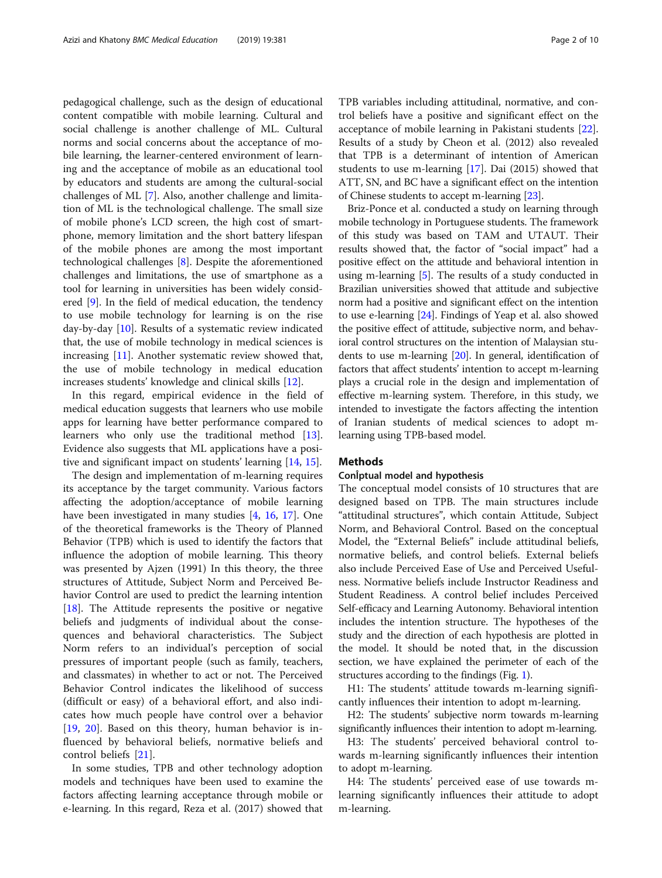pedagogical challenge, such as the design of educational content compatible with mobile learning. Cultural and social challenge is another challenge of ML. Cultural norms and social concerns about the acceptance of mobile learning, the learner-centered environment of learning and the acceptance of mobile as an educational tool by educators and students are among the cultural-social challenges of ML [7]. Also, another challenge and limitation of ML is the technological challenge. The small size of mobile phone's LCD screen, the high cost of smartphone, memory limitation and the short battery lifespan of the mobile phones are among the most important technological challenges [8]. Despite the aforementioned challenges and limitations, the use of smartphone as a tool for learning in universities has been widely considered [9]. In the field of medical education, the tendency to use mobile technology for learning is on the rise day-by-day [10]. Results of a systematic review indicated that, the use of mobile technology in medical sciences is increasing [11]. Another systematic review showed that, the use of mobile technology in medical education increases students' knowledge and clinical skills [12].

In this regard, empirical evidence in the field of medical education suggests that learners who use mobile apps for learning have better performance compared to learners who only use the traditional method [13]. Evidence also suggests that ML applications have a positive and significant impact on students' learning [14, 15].

The design and implementation of m-learning requires its acceptance by the target community. Various factors affecting the adoption/acceptance of mobile learning have been investigated in many studies [4, 16, 17]. One of the theoretical frameworks is the Theory of Planned Behavior (TPB) which is used to identify the factors that influence the adoption of mobile learning. This theory was presented by Ajzen (1991) In this theory, the three structures of Attitude, Subject Norm and Perceived Behavior Control are used to predict the learning intention [18]. The Attitude represents the positive or negative beliefs and judgments of individual about the consequences and behavioral characteristics. The Subject Norm refers to an individual's perception of social pressures of important people (such as family, teachers, and classmates) in whether to act or not. The Perceived Behavior Control indicates the likelihood of success (difficult or easy) of a behavioral effort, and also indicates how much people have control over a behavior [19, 20]. Based on this theory, human behavior is influenced by behavioral beliefs, normative beliefs and control beliefs [21].

In some studies, TPB and other technology adoption models and techniques have been used to examine the factors affecting learning acceptance through mobile or e-learning. In this regard, Reza et al. (2017) showed that TPB variables including attitudinal, normative, and control beliefs have a positive and significant effect on the acceptance of mobile learning in Pakistani students [22]. Results of a study by Cheon et al. (2012) also revealed that TPB is a determinant of intention of American students to use m-learning [17]. Dai (2015) showed that ATT, SN, and BC have a significant effect on the intention of Chinese students to accept m-learning [23].

Briz-Ponce et al. conducted a study on learning through mobile technology in Portuguese students. The framework of this study was based on TAM and UTAUT. Their results showed that, the factor of "social impact" had a positive effect on the attitude and behavioral intention in using m-learning [5]. The results of a study conducted in Brazilian universities showed that attitude and subjective norm had a positive and significant effect on the intention to use e-learning [24]. Findings of Yeap et al. also showed the positive effect of attitude, subjective norm, and behavioral control structures on the intention of Malaysian students to use m-learning [20]. In general, identification of factors that affect students' intention to accept m-learning plays a crucial role in the design and implementation of effective m-learning system. Therefore, in this study, we intended to investigate the factors affecting the intention of Iranian students of medical sciences to adopt m-learning using TPB-based model.

## Methods

### ConÎptual model and hypothesis

The conceptual model consists of 10 structures that are designed based on TPB. The main structures include "attitudinal structures", which contain Attitude, Subject Norm, and Behavioral Control. Based on the conceptual Model, the "External Beliefs" include attitudinal beliefs, normative beliefs, and control beliefs. External beliefs also include Perceived Ease of Use and Perceived Usefulness. Normative beliefs include Instructor Readiness and Student Readiness. A control belief includes Perceived Self-efficacy and Learning Autonomy. Behavioral intention includes the intention structure. The hypotheses of the study and the direction of each hypothesis are plotted in the model. It should be noted that, in the discussion section, we have explained the perimeter of each of the structures according to the findings (Fig. 1).

H1: The students' attitude towards m-learning significantly influences their intention to adopt m-learning.

H2: The students' subjective norm towards m-learning significantly influences their intention to adopt m-learning.

H3: The students' perceived behavioral control towards m-learning significantly influences their intention to adopt m-learning.

H4: The students' perceived ease of use towards m-learning significantly influences their attitude to adopt m-learning.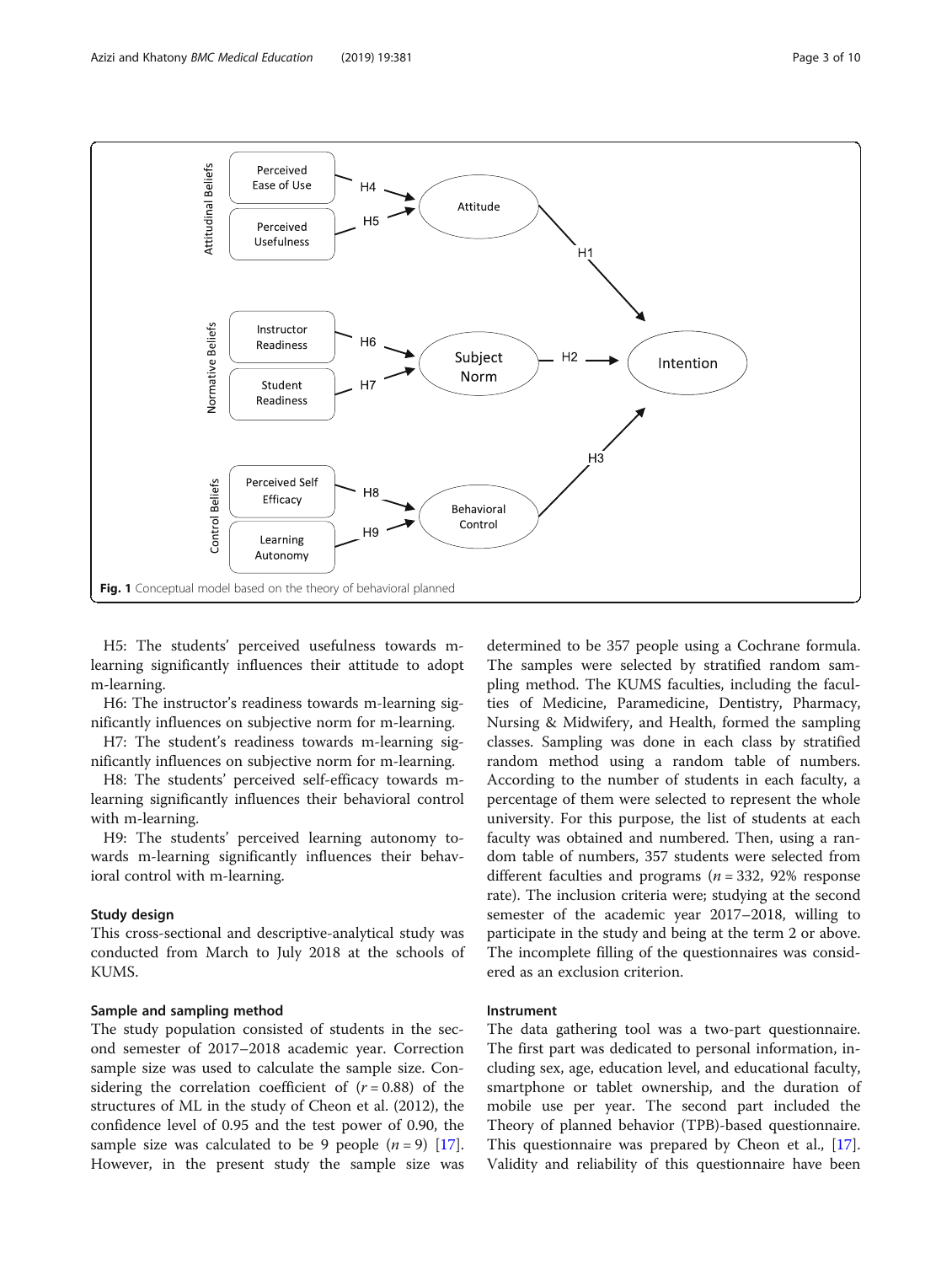Fig. 1 Conceptual model based on the theory of behavioral planned

H5: The students' perceived usefulness towards m-learning significantly influences their attitude to adopt m-learning.

H6: The instructor's readiness towards m-learning significantly influences on subjective norm for m-learning.

H7: The student's readiness towards m-learning significantly influences on subjective norm for m-learning.

H8: The students' perceived self-efficacy towards m-learning significantly influences their behavioral control with m-learning.

H9: The students' perceived learning autonomy towards m-learning significantly influences their behavioral control with m-learning.

## Study design

This cross-sectional and descriptive-analytical study was conducted from March to July 2018 at the schools of KUMS.

## Sample and sampling method

The study population consisted of students in the second semester of 2017–2018 academic year. Correction sample size was used to calculate the sample size. Considering the correlation coefficient of ($r = 0.88$) of the structures of ML in the study of Cheon et al. (2012), the confidence level of 0.95 and the test power of 0.90, the sample size was calculated to be 9 people ($n = 9$) [17]. However, in the present study the sample size was determined to be 357 people using a Cochrane formula. The samples were selected by stratified random sampling method. The KUMS faculties, including the faculties of Medicine, Paramedicine, Dentistry, Pharmacy, Nursing & Midwifery, and Health, formed the sampling classes. Sampling was done in each class by stratified random method using a random table of numbers. According to the number of students in each faculty, a percentage of them were selected to represent the whole university. For this purpose, the list of students at each faculty was obtained and numbered. Then, using a random table of numbers, 357 students were selected from different faculties and programs ($n = 332$, 92% response rate). The inclusion criteria were; studying at the second semester of the academic year 2017–2018, willing to participate in the study and being at the term 2 or above. The incomplete filling of the questionnaires was considered as an exclusion criterion.

## Instrument

The data gathering tool was a two-part questionnaire. The first part was dedicated to personal information, including sex, age, education level, and educational faculty, smartphone or tablet ownership, and the duration of mobile use per year. The second part included the Theory of planned behavior (TPB)-based questionnaire. This questionnaire was prepared by Cheon et al., [17]. Validity and reliability of this questionnaire have been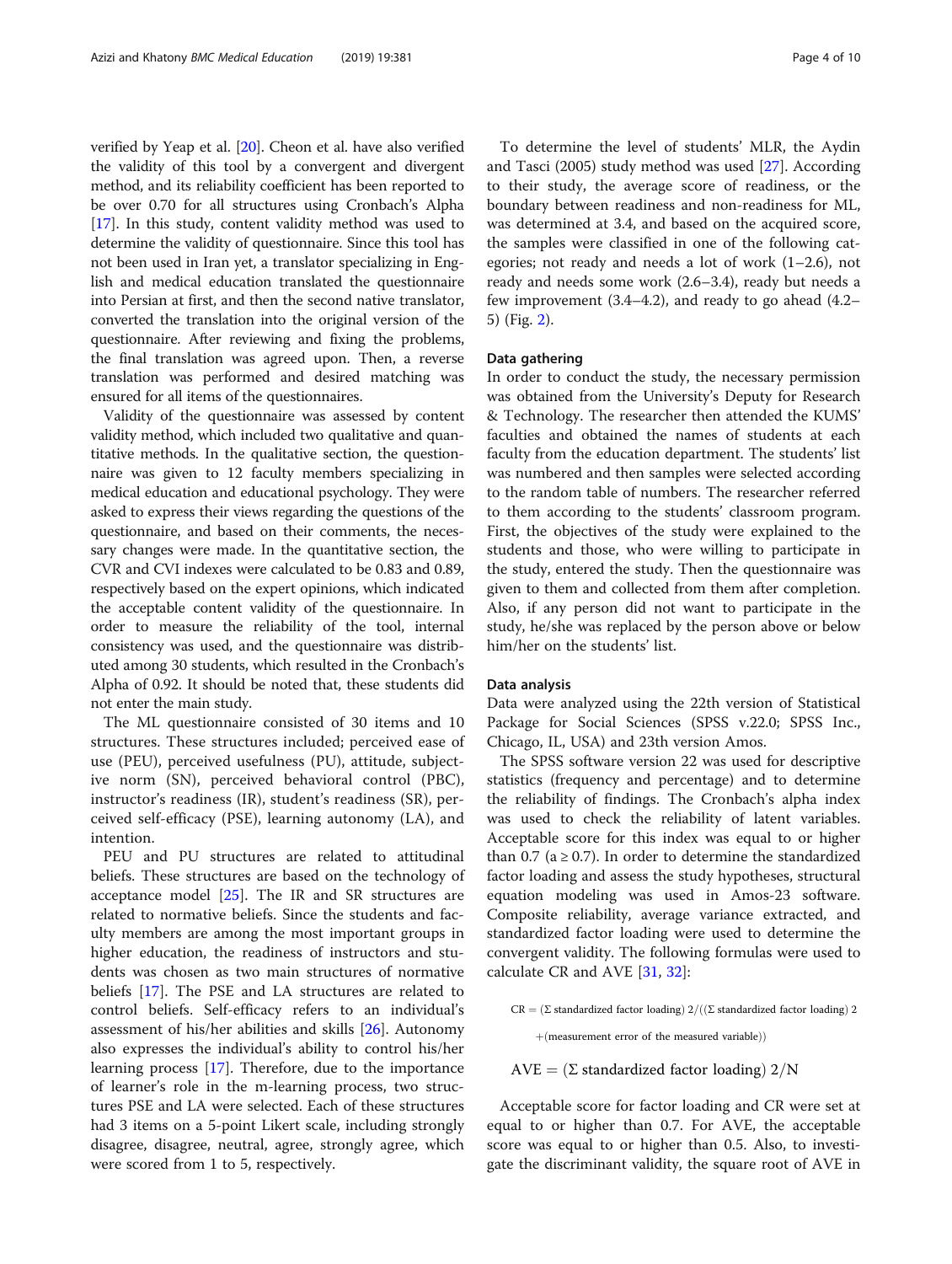verified by Yeap et al. [20]. Cheon et al. have also verified the validity of this tool by a convergent and divergent method, and its reliability coefficient has been reported to be over 0.70 for all structures using Cronbach's Alpha [17]. In this study, content validity method was used to determine the validity of questionnaire. Since this tool has not been used in Iran yet, a translator specializing in English and medical education translated the questionnaire into Persian at first, and then the second native translator, converted the translation into the original version of the questionnaire. After reviewing and fixing the problems, the final translation was agreed upon. Then, a reverse translation was performed and desired matching was ensured for all items of the questionnaires.

Validity of the questionnaire was assessed by content validity method, which included two qualitative and quantitative methods. In the qualitative section, the questionnaire was given to 12 faculty members specializing in medical education and educational psychology. They were asked to express their views regarding the questions of the questionnaire, and based on their comments, the necessary changes were made. In the quantitative section, the CVR and CVI indexes were calculated to be 0.83 and 0.89, respectively based on the expert opinions, which indicated the acceptable content validity of the questionnaire. In order to measure the reliability of the tool, internal consistency was used, and the questionnaire was distributed among 30 students, which resulted in the Cronbach's Alpha of 0.92. It should be noted that, these students did not enter the main study.

The ML questionnaire consisted of 30 items and 10 structures. These structures included; perceived ease of use (PEU), perceived usefulness (PU), attitude, subjective norm (SN), perceived behavioral control (PBC), instructor's readiness (IR), student's readiness (SR), perceived self-efficacy (PSE), learning autonomy (LA), and intention.

PEU and PU structures are related to attitudinal beliefs. These structures are based on the technology of acceptance model [25]. The IR and SR structures are related to normative beliefs. Since the students and faculty members are among the most important groups in higher education, the readiness of instructors and students was chosen as two main structures of normative beliefs [17]. The PSE and LA structures are related to control beliefs. Self-efficacy refers to an individual's assessment of his/her abilities and skills [26]. Autonomy also expresses the individual's ability to control his/her learning process [17]. Therefore, due to the importance of learner's role in the m-learning process, two structures PSE and LA were selected. Each of these structures had 3 items on a 5-point Likert scale, including strongly disagree, disagree, neutral, agree, strongly agree, which were scored from 1 to 5, respectively.

To determine the level of students' MLR, the Aydin and Tasci (2005) study method was used [27]. According to their study, the average score of readiness, or the boundary between readiness and non-readiness for ML, was determined at 3.4, and based on the acquired score, the samples were classified in one of the following categories; not ready and needs a lot of work (1–2.6), not ready and needs some work (2.6–3.4), ready but needs a few improvement (3.4–4.2), and ready to go ahead (4.2–5) (Fig. 2).

### Data gathering

In order to conduct the study, the necessary permission was obtained from the University's Deputy for Research & Technology. The researcher then attended the KUMS' faculties and obtained the names of students at each faculty from the education department. The students' list was numbered and then samples were selected according to the random table of numbers. The researcher referred to them according to the students' classroom program. First, the objectives of the study were explained to the students and those, who were willing to participate in the study, entered the study. Then the questionnaire was given to them and collected from them after completion. Also, if any person did not want to participate in the study, he/she was replaced by the person above or below him/her on the students' list.

### Data analysis

Data were analyzed using the 22th version of Statistical Package for Social Sciences (SPSS v.22.0; SPSS Inc., Chicago, IL, USA) and 23th version Amos.

The SPSS software version 22 was used for descriptive statistics (frequency and percentage) and to determine the reliability of findings. The Cronbach's alpha index was used to check the reliability of latent variables. Acceptable score for this index was equal to or higher than 0.7 ($a \geq 0.7$). In order to determine the standardized factor loading and assess the study hypotheses, structural equation modeling was used in Amos-23 software. Composite reliability, average variance extracted, and standardized factor loading were used to determine the convergent validity. The following formulas were used to calculate CR and AVE [31, 32]:

$$\text{CR} = (\Sigma \text{ standardized factor loading})\ 2/((\Sigma \text{ standardized factor loading})\ 2 + (\text{measurement error of the measured variable}))$$

$$\text{AVE} = (\Sigma \text{ standardized factor loading})\ 2/N$$

Acceptable score for factor loading and CR were set at equal to or higher than 0.7. For AVE, the acceptable score was equal to or higher than 0.5. Also, to investigate the discriminant validity, the square root of AVE in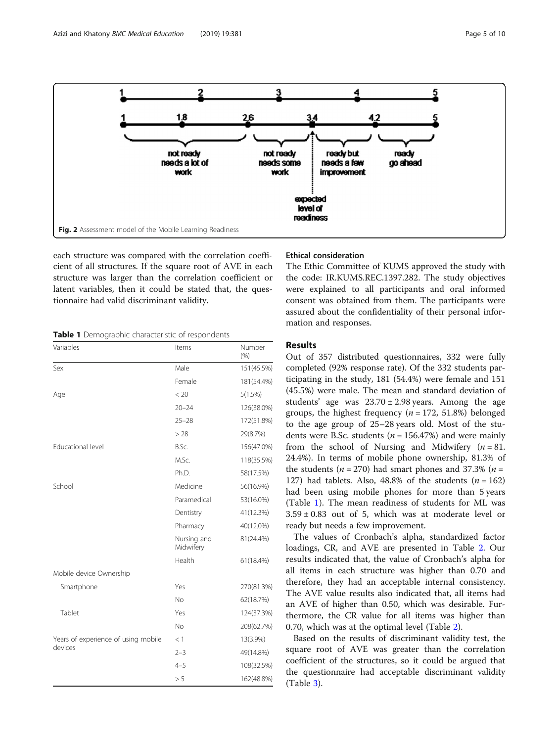Fig. 2 Assessment model of the Mobile Learning Readiness

each structure was compared with the correlation coefficient of all structures. If the square root of AVE in each structure was larger than the correlation coefficient or latent variables, then it could be stated that, the questionnaire had valid discriminant validity.

**Table 1** Demographic characteristic of respondents

| Variables | Items | Number (%) |
|---|---|---|
| Sex | Male | 151(45.5%) |
| | Female | 181(54.4%) |
| Age | < 20 | 5(1.5%) |
| | 20–24 | 126(38.0%) |
| | 25–28 | 172(51.8%) |
| | > 28 | 29(8.7%) |
| Educational level | B.Sc. | 156(47.0%) |
| | M.Sc. | 118(35.5%) |
| | Ph.D. | 58(17.5%) |
| School | Medicine | 56(16.9%) |
| | Paramedical | 53(16.0%) |
| | Dentistry | 41(12.3%) |
| | Pharmacy | 40(12.0%) |
| | Nursing and Midwifery | 81(24.4%) |
| | Health | 61(18.4%) |
| Mobile device Ownership | | |
| Smartphone | Yes | 270(81.3%) |
| | No | 62(18.7%) |
| Tablet | Yes | 124(37.3%) |
| | No | 208(62.7%) |
| Years of experience of using mobile devices | < 1 | 13(3.9%) |
| | 2–3 | 49(14.8%) |
| | 4–5 | 108(32.5%) |
| | > 5 | 162(48.8%) |

### Ethical consideration

The Ethic Committee of KUMS approved the study with the code: IR.KUMS.REC.1397.282. The study objectives were explained to all participants and oral informed consent was obtained from them. The participants were assured about the confidentiality of their personal information and responses.

## Results

Out of 357 distributed questionnaires, 332 were fully completed (92% response rate). Of the 332 students participating in the study, 181 (54.4%) were female and 151 (45.5%) were male. The mean and standard deviation of students' age was 23.70 ± 2.98 years. Among the age groups, the highest frequency ($n = 172$, 51.8%) belonged to the age group of 25–28 years old. Most of the students were B.Sc. students ($n = 156.47\%$) and were mainly from the school of Nursing and Midwifery ($n = 81$. 24.4%). In terms of mobile phone ownership, 81.3% of the students ($n = 270$) had smart phones and 37.3% ($n = 127$) had tablets. Also, 48.8% of the students ($n = 162$) had been using mobile phones for more than 5 years (Table 1). The mean readiness of students for ML was 3.59 ± 0.83 out of 5, which was at moderate level or ready but needs a few improvement.

The values of Cronbach's alpha, standardized factor loadings, CR, and AVE are presented in Table 2. Our results indicated that, the value of Cronbach's alpha for all items in each structure was higher than 0.70 and therefore, they had an acceptable internal consistency. The AVE value results also indicated that, all items had an AVE of higher than 0.50, which was desirable. Furthermore, the CR value for all items was higher than 0.70, which was at the optimal level (Table 2).

Based on the results of discriminant validity test, the square root of AVE was greater than the correlation coefficient of the structures, so it could be argued that the questionnaire had acceptable discriminant validity (Table 3).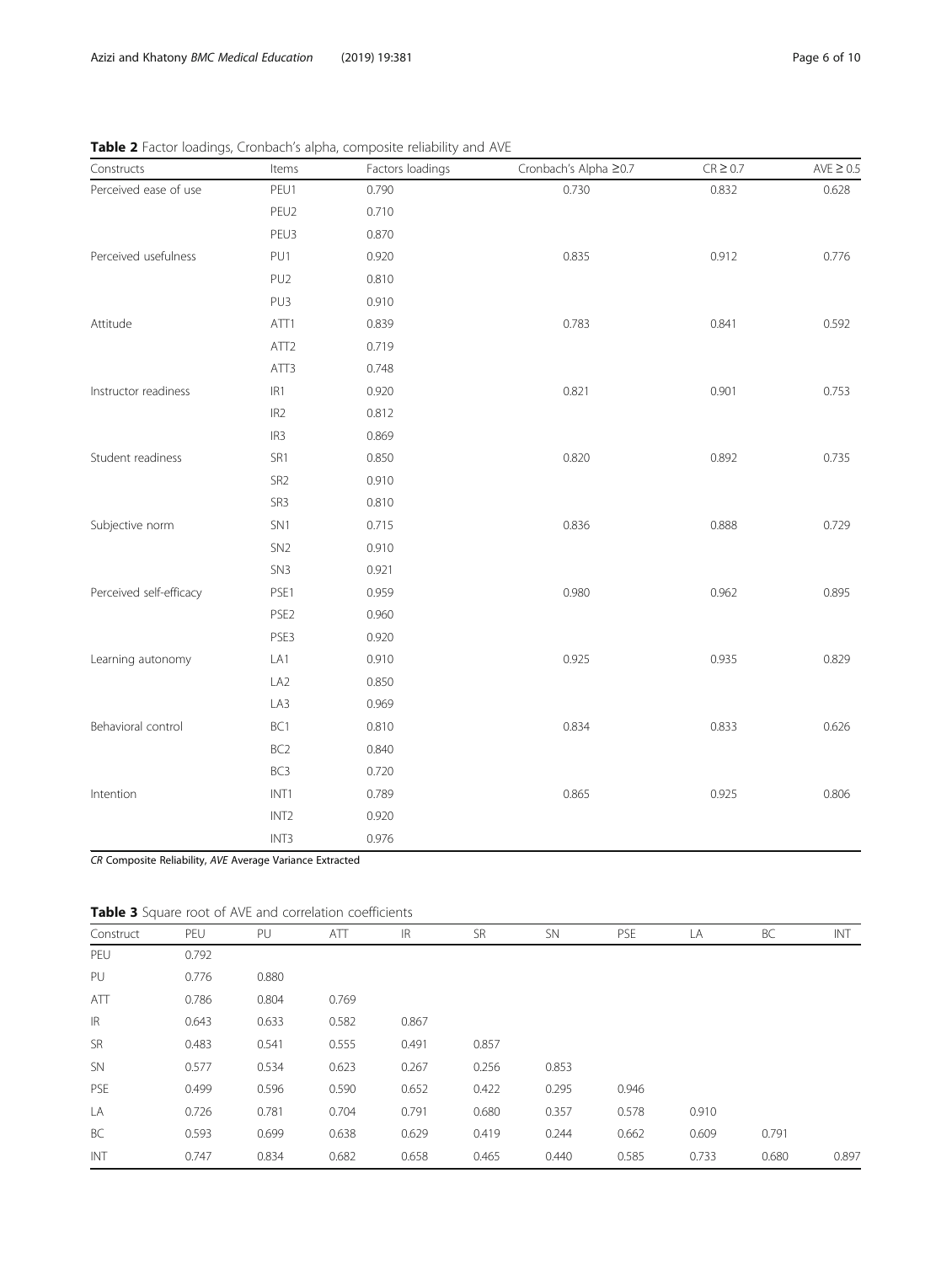**Table 2** Factor loadings, Cronbach's alpha, composite reliability and AVE

| Constructs | Items | Factors loadings | Cronbach's Alpha ≥0.7 | CR ≥ 0.7 | AVE ≥ 0.5 |
|---|---|---|---|---|---|
| Perceived ease of use | PEU1 | 0.790 | 0.730 | 0.832 | 0.628 |
| | PEU2 | 0.710 | | | |
| | PEU3 | 0.870 | | | |
| Perceived usefulness | PU1 | 0.920 | 0.835 | 0.912 | 0.776 |
| | PU2 | 0.810 | | | |
| | PU3 | 0.910 | | | |
| Attitude | ATT1 | 0.839 | 0.783 | 0.841 | 0.592 |
| | ATT2 | 0.719 | | | |
| | ATT3 | 0.748 | | | |
| Instructor readiness | IR1 | 0.920 | 0.821 | 0.901 | 0.753 |
| | IR2 | 0.812 | | | |
| | IR3 | 0.869 | | | |
| Student readiness | SR1 | 0.850 | 0.820 | 0.892 | 0.735 |
| | SR2 | 0.910 | | | |
| | SR3 | 0.810 | | | |
| Subjective norm | SN1 | 0.715 | 0.836 | 0.888 | 0.729 |
| | SN2 | 0.910 | | | |
| | SN3 | 0.921 | | | |
| Perceived self-efficacy | PSE1 | 0.959 | 0.980 | 0.962 | 0.895 |
| | PSE2 | 0.960 | | | |
| | PSE3 | 0.920 | | | |
| Learning autonomy | LA1 | 0.910 | 0.925 | 0.935 | 0.829 |
| | LA2 | 0.850 | | | |
| | LA3 | 0.969 | | | |
| Behavioral control | BC1 | 0.810 | 0.834 | 0.833 | 0.626 |
| | BC2 | 0.840 | | | |
| | BC3 | 0.720 | | | |
| Intention | INT1 | 0.789 | 0.865 | 0.925 | 0.806 |
| | INT2 | 0.920 | | | |
| | INT3 | 0.976 | | | |

*CR* Composite Reliability, *AVE* Average Variance Extracted

**Table 3** Square root of AVE and correlation coefficients

| Construct | PEU | PU | ATT | IR | SR | SN | PSE | LA | BC | INT |
|---|---|---|---|---|---|---|---|---|---|---|
| PEU | 0.792 | | | | | | | | | |
| PU | 0.776 | 0.880 | | | | | | | | |
| ATT | 0.786 | 0.804 | 0.769 | | | | | | | |
| IR | 0.643 | 0.633 | 0.582 | 0.867 | | | | | | |
| SR | 0.483 | 0.541 | 0.555 | 0.491 | 0.857 | | | | | |
| SN | 0.577 | 0.534 | 0.623 | 0.267 | 0.256 | 0.853 | | | | |
| PSE | 0.499 | 0.596 | 0.590 | 0.652 | 0.422 | 0.295 | 0.946 | | | |
| LA | 0.726 | 0.781 | 0.704 | 0.791 | 0.680 | 0.357 | 0.578 | 0.910 | | |
| BC | 0.593 | 0.699 | 0.638 | 0.629 | 0.419 | 0.244 | 0.662 | 0.609 | 0.791 | |
| INT | 0.747 | 0.834 | 0.682 | 0.658 | 0.465 | 0.440 | 0.585 | 0.733 | 0.680 | 0.897 |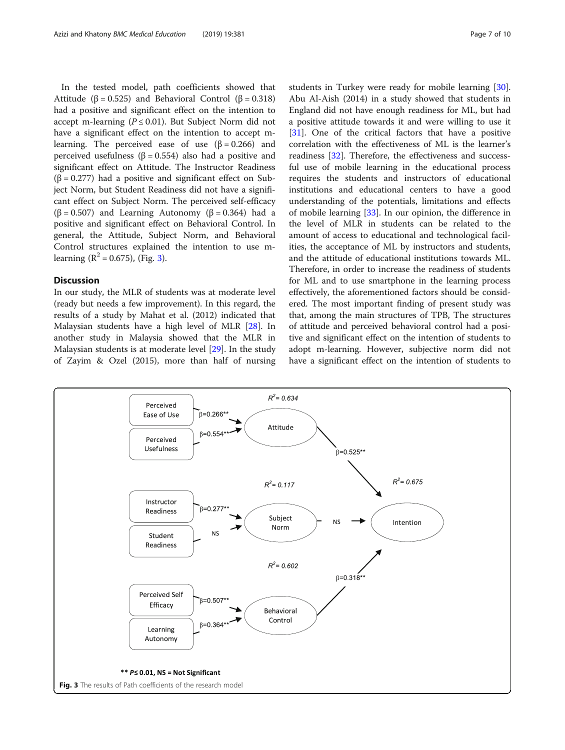In the tested model, path coefficients showed that Attitude (β = 0.525) and Behavioral Control (β = 0.318) had a positive and significant effect on the intention to accept m-learning ($P \leq 0.01$). But Subject Norm did not have a significant effect on the intention to accept m-learning. The perceived ease of use (β = 0.266) and perceived usefulness (β = 0.554) also had a positive and significant effect on Attitude. The Instructor Readiness (β = 0.277) had a positive and significant effect on Subject Norm, but Student Readiness did not have a significant effect on Subject Norm. The perceived self-efficacy (β = 0.507) and Learning Autonomy (β = 0.364) had a positive and significant effect on Behavioral Control. In general, the Attitude, Subject Norm, and Behavioral Control structures explained the intention to use m-learning ($R^2 = 0.675$), (Fig. 3).

## Discussion

In our study, the MLR of students was at moderate level (ready but needs a few improvement). In this regard, the results of a study by Mahat et al. (2012) indicated that Malaysian students have a high level of MLR [28]. In another study in Malaysia showed that the MLR in Malaysian students is at moderate level [29]. In the study of Zayim & Ozel (2015), more than half of nursing students in Turkey were ready for mobile learning [30]. Abu Al-Aish (2014) in a study showed that students in England did not have enough readiness for ML, but had a positive attitude towards it and were willing to use it [31]. One of the critical factors that have a positive correlation with the effectiveness of ML is the learner's readiness [32]. Therefore, the effectiveness and successful use of mobile learning in the educational process requires the students and instructors of educational institutions and educational centers to have a good understanding of the potentials, limitations and effects of mobile learning [33]. In our opinion, the difference in the level of MLR in students can be related to the amount of access to educational and technological facilities, the acceptance of ML by instructors and students, and the attitude of educational institutions towards ML. Therefore, in order to increase the readiness of students for ML and to use smartphone in the learning process effectively, the aforementioned factors should be considered. The most important finding of present study was that, among the main structures of TPB, The structures of attitude and perceived behavioral control had a positive and significant effect on the intention of students to adopt m-learning. However, subjective norm did not have a significant effect on the intention of students to

**Fig. 3** The results of Path coefficients of the research model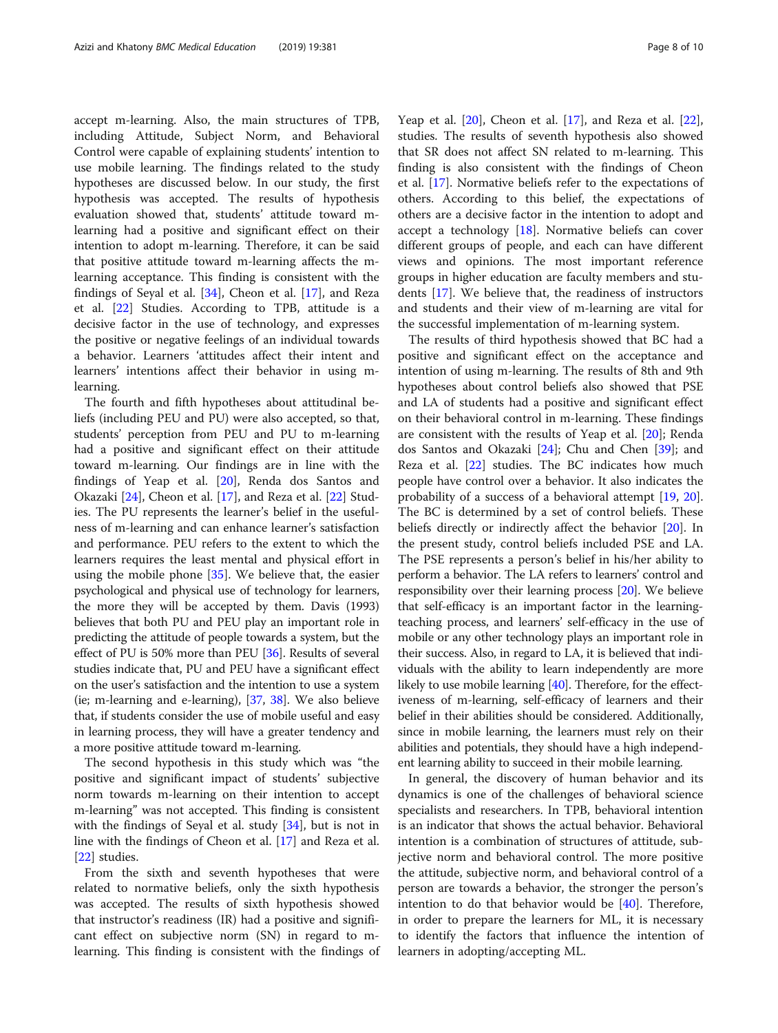accept m-learning. Also, the main structures of TPB, including Attitude, Subject Norm, and Behavioral Control were capable of explaining students' intention to use mobile learning. The findings related to the study hypotheses are discussed below. In our study, the first hypothesis was accepted. The results of hypothesis evaluation showed that, students' attitude toward m-learning had a positive and significant effect on their intention to adopt m-learning. Therefore, it can be said that positive attitude toward m-learning affects the m-learning acceptance. This finding is consistent with the findings of Seyal et al. [34], Cheon et al. [17], and Reza et al. [22] Studies. According to TPB, attitude is a decisive factor in the use of technology, and expresses the positive or negative feelings of an individual towards a behavior. Learners 'attitudes affect their intent and learners' intentions affect their behavior in using m-learning.

The fourth and fifth hypotheses about attitudinal beliefs (including PEU and PU) were also accepted, so that, students' perception from PEU and PU to m-learning had a positive and significant effect on their attitude toward m-learning. Our findings are in line with the findings of Yeap et al. [20], Renda dos Santos and Okazaki [24], Cheon et al. [17], and Reza et al. [22] Studies. The PU represents the learner's belief in the usefulness of m-learning and can enhance learner's satisfaction and performance. PEU refers to the extent to which the learners requires the least mental and physical effort in using the mobile phone [35]. We believe that, the easier psychological and physical use of technology for learners, the more they will be accepted by them. Davis (1993) believes that both PU and PEU play an important role in predicting the attitude of people towards a system, but the effect of PU is 50% more than PEU [36]. Results of several studies indicate that, PU and PEU have a significant effect on the user's satisfaction and the intention to use a system (ie; m-learning and e-learning), [37, 38]. We also believe that, if students consider the use of mobile useful and easy in learning process, they will have a greater tendency and a more positive attitude toward m-learning.

The second hypothesis in this study which was "the positive and significant impact of students' subjective norm towards m-learning on their intention to accept m-learning" was not accepted. This finding is consistent with the findings of Seyal et al. study [34], but is not in line with the findings of Cheon et al. [17] and Reza et al. [22] studies.

From the sixth and seventh hypotheses that were related to normative beliefs, only the sixth hypothesis was accepted. The results of sixth hypothesis showed that instructor's readiness (IR) had a positive and significant effect on subjective norm (SN) in regard to m-learning. This finding is consistent with the findings of Yeap et al. [20], Cheon et al. [17], and Reza et al. [22], studies. The results of seventh hypothesis also showed that SR does not affect SN related to m-learning. This finding is also consistent with the findings of Cheon et al. [17]. Normative beliefs refer to the expectations of others. According to this belief, the expectations of others are a decisive factor in the intention to adopt and accept a technology [18]. Normative beliefs can cover different groups of people, and each can have different views and opinions. The most important reference groups in higher education are faculty members and students [17]. We believe that, the readiness of instructors and students and their view of m-learning are vital for the successful implementation of m-learning system.

The results of third hypothesis showed that BC had a positive and significant effect on the acceptance and intention of using m-learning. The results of 8th and 9th hypotheses about control beliefs also showed that PSE and LA of students had a positive and significant effect on their behavioral control in m-learning. These findings are consistent with the results of Yeap et al. [20]; Renda dos Santos and Okazaki [24]; Chu and Chen [39]; and Reza et al. [22] studies. The BC indicates how much people have control over a behavior. It also indicates the probability of a success of a behavioral attempt [19, 20]. The BC is determined by a set of control beliefs. These beliefs directly or indirectly affect the behavior [20]. In the present study, control beliefs included PSE and LA. The PSE represents a person's belief in his/her ability to perform a behavior. The LA refers to learners' control and responsibility over their learning process [20]. We believe that self-efficacy is an important factor in the learning-teaching process, and learners' self-efficacy in the use of mobile or any other technology plays an important role in their success. Also, in regard to LA, it is believed that individuals with the ability to learn independently are more likely to use mobile learning [40]. Therefore, for the effectiveness of m-learning, self-efficacy of learners and their belief in their abilities should be considered. Additionally, since in mobile learning, the learners must rely on their abilities and potentials, they should have a high independent learning ability to succeed in their mobile learning.

In general, the discovery of human behavior and its dynamics is one of the challenges of behavioral science specialists and researchers. In TPB, behavioral intention is an indicator that shows the actual behavior. Behavioral intention is a combination of structures of attitude, subjective norm and behavioral control. The more positive the attitude, subjective norm, and behavioral control of a person are towards a behavior, the stronger the person's intention to do that behavior would be [40]. Therefore, in order to prepare the learners for ML, it is necessary to identify the factors that influence the intention of learners in adopting/accepting ML.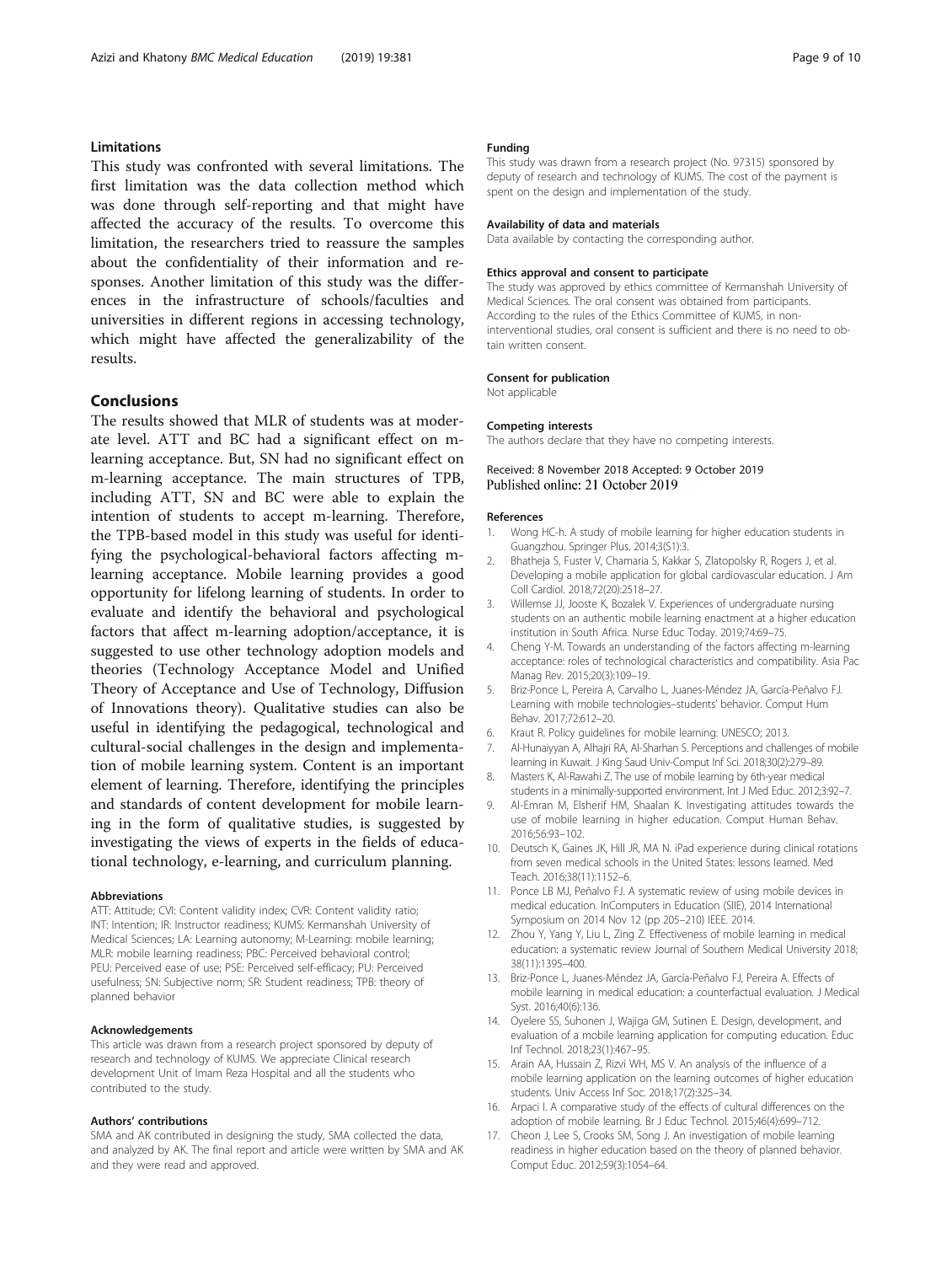## Limitations

This study was confronted with several limitations. The first limitation was the data collection method which was done through self-reporting and that might have affected the accuracy of the results. To overcome this limitation, the researchers tried to reassure the samples about the confidentiality of their information and responses. Another limitation of this study was the differences in the infrastructure of schools/faculties and universities in different regions in accessing technology, which might have affected the generalizability of the results.

## Conclusions

The results showed that MLR of students was at moderate level. ATT and BC had a significant effect on m-learning acceptance. But, SN had no significant effect on m-learning acceptance. The main structures of TPB, including ATT, SN and BC were able to explain the intention of students to accept m-learning. Therefore, the TPB-based model in this study was useful for identifying the psychological-behavioral factors affecting m-learning acceptance. Mobile learning provides a good opportunity for lifelong learning of students. In order to evaluate and identify the behavioral and psychological factors that affect m-learning adoption/acceptance, it is suggested to use other technology adoption models and theories (Technology Acceptance Model and Unified Theory of Acceptance and Use of Technology, Diffusion of Innovations theory). Qualitative studies can also be useful in identifying the pedagogical, technological and cultural-social challenges in the design and implementation of mobile learning system. Content is an important element of learning. Therefore, identifying the principles and standards of content development for mobile learning in the form of qualitative studies, is suggested by investigating the views of experts in the fields of educational technology, e-learning, and curriculum planning.

#### Abbreviations

ATT: Attitude; CVI: Content validity index; CVR: Content validity ratio; INT: Intention; IR: Instructor readiness; KUMS: Kermanshah University of Medical Sciences; LA: Learning autonomy; M-Learning: mobile learning; MLR: mobile learning readiness; PBC: Perceived behavioral control; PEU: Perceived ease of use; PSE: Perceived self-efficacy; PU: Perceived usefulness; SN: Subjective norm; SR: Student readiness; TPB: theory of planned behavior

#### Acknowledgements

This article was drawn from a research project sponsored by deputy of research and technology of KUMS. We appreciate Clinical research development Unit of Imam Reza Hospital and all the students who contributed to the study.

#### Authors' contributions

SMA and AK contributed in designing the study, SMA collected the data, and analyzed by AK. The final report and article were written by SMA and AK and they were read and approved.

#### Funding

This study was drawn from a research project (No. 97315) sponsored by deputy of research and technology of KUMS. The cost of the payment is spent on the design and implementation of the study.

#### Availability of data and materials

Data available by contacting the corresponding author.

#### Ethics approval and consent to participate

The study was approved by ethics committee of Kermanshah University of Medical Sciences. The oral consent was obtained from participants. According to the rules of the Ethics Committee of KUMS, in non-interventional studies, oral consent is sufficient and there is no need to obtain written consent.

#### Consent for publication

Not applicable

#### Competing interests

The authors declare that they have no competing interests.

Received: 8 November 2018 Accepted: 9 October 2019
Published online: 21 October 2019

#### References

1. Wong HC-h. A study of mobile learning for higher education students in Guangzhou. Springer Plus. 2014;3(S1):3.
2. Bhatheja S, Fuster V, Chamaria S, Kakkar S, Zlatopolsky R, Rogers J, et al. Developing a mobile application for global cardiovascular education. J Am Coll Cardiol. 2018;72(20):2518–27.
3. Willemse JJ, Jooste K, Bozalek V. Experiences of undergraduate nursing students on an authentic mobile learning enactment at a higher education institution in South Africa. Nurse Educ Today. 2019;74:69–75.
4. Cheng Y-M. Towards an understanding of the factors affecting m-learning acceptance: roles of technological characteristics and compatibility. Asia Pac Manag Rev. 2015;20(3):109–19.
5. Briz-Ponce L, Pereira A, Carvalho L, Juanes-Méndez JA, García-Peñalvo FJ. Learning with mobile technologies–students' behavior. Comput Hum Behav. 2017;72:612–20.
6. Kraut R. Policy guidelines for mobile learning: UNESCO; 2013.
7. Al-Hunaiyyan A, Alhajri RA, Al-Sharhan S. Perceptions and challenges of mobile learning in Kuwait. J King Saud Univ-Comput Inf Sci. 2018;30(2):279–89.
8. Masters K, Al-Rawahi Z. The use of mobile learning by 6th-year medical students in a minimally-supported environment. Int J Med Educ. 2012;3:92–7.
9. Al-Emran M, Elsherif HM, Shaalan K. Investigating attitudes towards the use of mobile learning in higher education. Comput Human Behav. 2016;56:93–102.
10. Deutsch K, Gaines JK, Hill JR, MA N. iPad experience during clinical rotations from seven medical schools in the United States: lessons learned. Med Teach. 2016;38(11):1152–6.
11. Ponce LB MJ, Peñalvo FJ. A systematic review of using mobile devices in medical education. InComputers in Education (SIIE), 2014 International Symposium on 2014 Nov 12 (pp 205–210) IEEE. 2014.
12. Zhou Y, Yang Y, Liu L, Zing Z. Effectiveness of mobile learning in medical education: a systematic review Journal of Southern Medical University 2018; 38(11):1395–400.
13. Briz-Ponce L, Juanes-Méndez JA, García-Peñalvo FJ, Pereira A. Effects of mobile learning in medical education: a counterfactual evaluation. J Medical Syst. 2016;40(6):136.
14. Oyelere SS, Suhonen J, Wajiga GM, Sutinen E. Design, development, and evaluation of a mobile learning application for computing education. Educ Inf Technol. 2018;23(1):467–95.
15. Arain AA, Hussain Z, Rizvi WH, MS V. An analysis of the influence of a mobile learning application on the learning outcomes of higher education students. Univ Access Inf Soc. 2018;17(2):325–34.
16. Arpaci I. A comparative study of the effects of cultural differences on the adoption of mobile learning. Br J Educ Technol. 2015;46(4):699–712.
17. Cheon J, Lee S, Crooks SM, Song J. An investigation of mobile learning readiness in higher education based on the theory of planned behavior. Comput Educ. 2012;59(3):1054–64.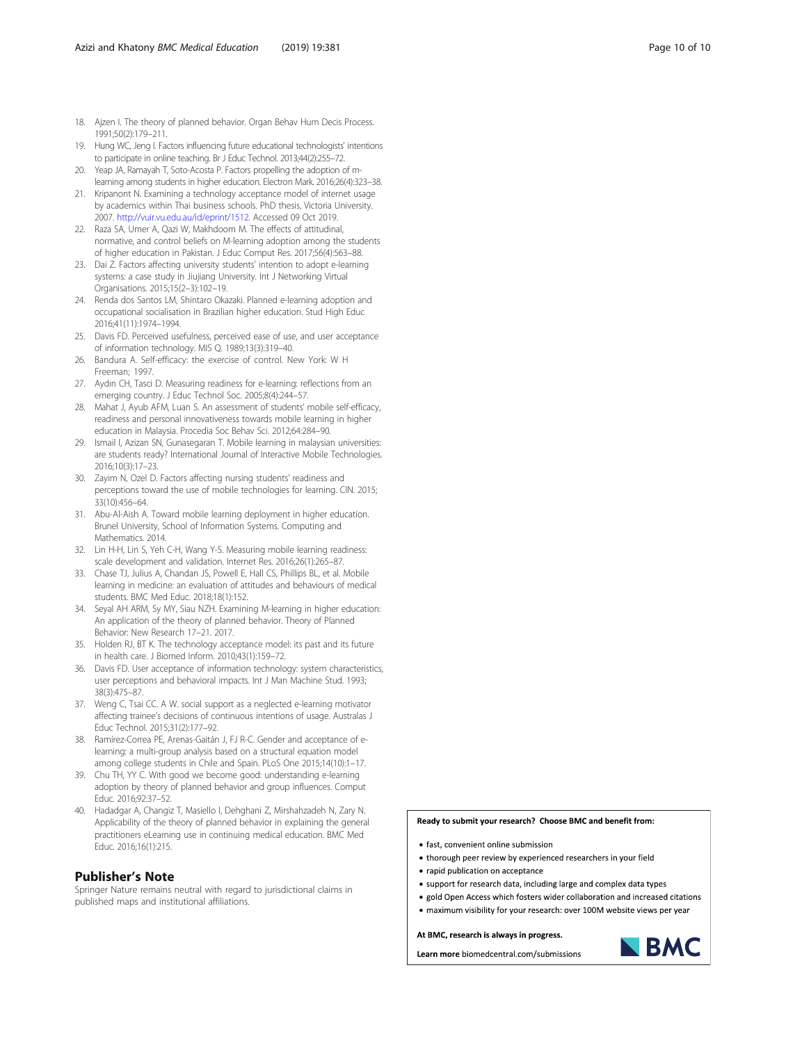18. Ajzen I. The theory of planned behavior. Organ Behav Hum Decis Process. 1991;50(2):179–211.
19. Hung WC, Jeng I. Factors influencing future educational technologists' intentions to participate in online teaching. Br J Educ Technol. 2013;44(2):255–72.
20. Yeap JA, Ramayah T, Soto-Acosta P. Factors propelling the adoption of m-learning among students in higher education. Electron Mark. 2016;26(4):323–38.
21. Kripanont N. Examining a technology acceptance model of internet usage by academics within Thai business schools. PhD thesis, Victoria University. 2007. http://vuir.vu.edu.au/id/eprint/1512. Accessed 09 Oct 2019.
22. Raza SA, Umer A, Qazi W, Makhdoom M. The effects of attitudinal, normative, and control beliefs on M-learning adoption among the students of higher education in Pakistan. J Educ Comput Res. 2017;56(4):563–88.
23. Dai Z. Factors affecting university students' intention to adopt e-learning systems: a case study in Jiujiang University. Int J Networking Virtual Organisations. 2015;15(2–3):102–19.
24. Renda dos Santos LM, Shintaro Okazaki. Planned e-learning adoption and occupational socialisation in Brazilian higher education. Stud High Educ 2016;41(11):1974–1994.
25. Davis FD. Perceived usefulness, perceived ease of use, and user acceptance of information technology. MIS Q. 1989;13(3):319–40.
26. Bandura A. Self-efficacy: the exercise of control. New York: W H Freeman; 1997.
27. Aydın CH, Tasci D. Measuring readiness for e-learning: reflections from an emerging country. J Educ Technol Soc. 2005;8(4):244–57.
28. Mahat J, Ayub AFM, Luan S. An assessment of students' mobile self-efficacy, readiness and personal innovativeness towards mobile learning in higher education in Malaysia. Procedia Soc Behav Sci. 2012;64:284–90.
29. Ismail I, Azizan SN, Gunasegaran T. Mobile learning in malaysian universities: are students ready? International Journal of Interactive Mobile Technologies. 2016;10(3):17–23.
30. Zayim N, Ozel D. Factors affecting nursing students' readiness and perceptions toward the use of mobile technologies for learning. CIN. 2015; 33(10):456–64.
31. Abu-Al-Aish A. Toward mobile learning deployment in higher education. Brunel University, School of Information Systems. Computing and Mathematics. 2014.
32. Lin H-H, Lin S, Yeh C-H, Wang Y-S. Measuring mobile learning readiness: scale development and validation. Internet Res. 2016;26(1):265–87.
33. Chase TJ, Julius A, Chandan JS, Powell E, Hall CS, Phillips BL, et al. Mobile learning in medicine: an evaluation of attitudes and behaviours of medical students. BMC Med Educ. 2018;18(1):152.
34. Seyal AH ARM, Sy MY, Siau NZH. Examining M-learning in higher education: An application of the theory of planned behavior. Theory of Planned Behavior: New Research 17–21. 2017.
35. Holden RJ, BT K. The technology acceptance model: its past and its future in health care. J Biomed Inform. 2010;43(1):159–72.
36. Davis FD. User acceptance of information technology: system characteristics, user perceptions and behavioral impacts. Int J Man Machine Stud. 1993; 38(3):475–87.
37. Weng C, Tsai CC. A W. social support as a neglected e-learning motivator affecting trainee's decisions of continuous intentions of usage. Australas J Educ Technol. 2015;31(2):177–92.
38. Ramírez-Correa PE, Arenas-Gaitán J, FJ R-C. Gender and acceptance of e-learning: a multi-group analysis based on a structural equation model among college students in Chile and Spain. PLoS One 2015;14(10):1–17.
39. Chu TH, YY C. With good we become good: understanding e-learning adoption by theory of planned behavior and group influences. Comput Educ. 2016;92:37–52.
40. Hadadgar A, Changiz T, Masiello I, Dehghani Z, Mirshahzadeh N, Zary N. Applicability of the theory of planned behavior in explaining the general practitioners eLearning use in continuing medical education. BMC Med Educ. 2016;16(1):215.

## Publisher's Note

Springer Nature remains neutral with regard to jurisdictional claims in published maps and institutional affiliations.

**Ready to submit your research? Choose BMC and benefit from:**

- fast, convenient online submission
- thorough peer review by experienced researchers in your field
- rapid publication on acceptance
- support for research data, including large and complex data types
- gold Open Access which fosters wider collaboration and increased citations
- maximum visibility for your research: over 100M website views per year

**At BMC, research is always in progress.**

**Learn more** biomedcentral.com/submissions

BMC